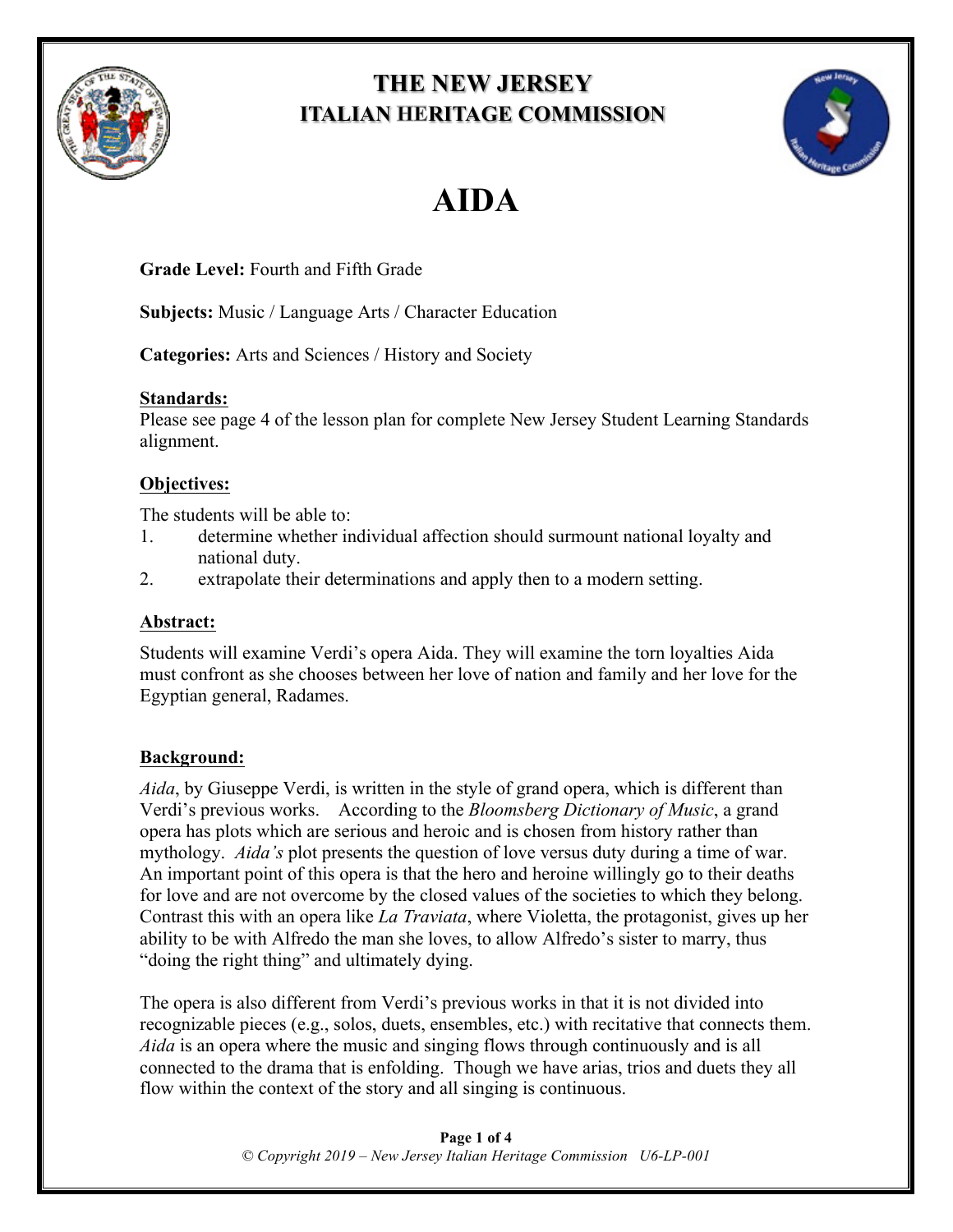# THE NEW JERSEY
## ITALIAN HERITAGE COMMISSION

# AIDA

**Grade Level:** Fourth and Fifth Grade

**Subjects:** Music / Language Arts / Character Education

**Categories:** Arts and Sciences / History and Society

**Standards:**

Please see page 4 of the lesson plan for complete New Jersey Student Learning Standards alignment.

**Objectives:**

The students will be able to:

1. determine whether individual affection should surmount national loyalty and national duty.
2. extrapolate their determinations and apply then to a modern setting.

**Abstract:**

Students will examine Verdi's opera Aida. They will examine the torn loyalties Aida must confront as she chooses between her love of nation and family and her love for the Egyptian general, Radames.

**Background:**

*Aida*, by Giuseppe Verdi, is written in the style of grand opera, which is different than Verdi's previous works. According to the *Bloomsberg Dictionary of Music*, a grand opera has plots which are serious and heroic and is chosen from history rather than mythology. *Aida's* plot presents the question of love versus duty during a time of war. An important point of this opera is that the hero and heroine willingly go to their deaths for love and are not overcome by the closed values of the societies to which they belong. Contrast this with an opera like *La Traviata*, where Violetta, the protagonist, gives up her ability to be with Alfredo the man she loves, to allow Alfredo's sister to marry, thus "doing the right thing" and ultimately dying.

The opera is also different from Verdi's previous works in that it is not divided into recognizable pieces (e.g., solos, duets, ensembles, etc.) with recitative that connects them. *Aida* is an opera where the music and singing flows through continuously and is all connected to the drama that is enfolding. Though we have arias, trios and duets they all flow within the context of the story and all singing is continuous.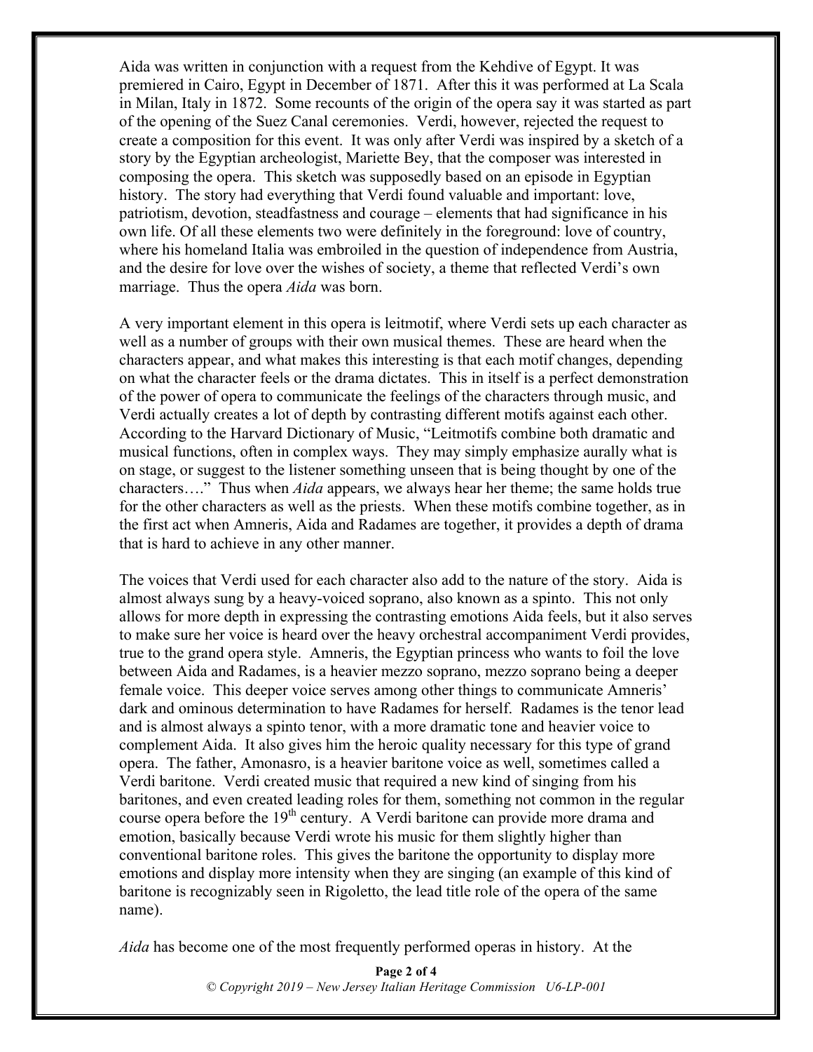Aida was written in conjunction with a request from the Kehdive of Egypt. It was premiered in Cairo, Egypt in December of 1871. After this it was performed at La Scala in Milan, Italy in 1872. Some recounts of the origin of the opera say it was started as part of the opening of the Suez Canal ceremonies. Verdi, however, rejected the request to create a composition for this event. It was only after Verdi was inspired by a sketch of a story by the Egyptian archeologist, Mariette Bey, that the composer was interested in composing the opera. This sketch was supposedly based on an episode in Egyptian history. The story had everything that Verdi found valuable and important: love, patriotism, devotion, steadfastness and courage – elements that had significance in his own life. Of all these elements two were definitely in the foreground: love of country, where his homeland Italia was embroiled in the question of independence from Austria, and the desire for love over the wishes of society, a theme that reflected Verdi's own marriage. Thus the opera *Aida* was born.

A very important element in this opera is leitmotif, where Verdi sets up each character as well as a number of groups with their own musical themes. These are heard when the characters appear, and what makes this interesting is that each motif changes, depending on what the character feels or the drama dictates. This in itself is a perfect demonstration of the power of opera to communicate the feelings of the characters through music, and Verdi actually creates a lot of depth by contrasting different motifs against each other. According to the Harvard Dictionary of Music, "Leitmotifs combine both dramatic and musical functions, often in complex ways. They may simply emphasize aurally what is on stage, or suggest to the listener something unseen that is being thought by one of the characters…." Thus when *Aida* appears, we always hear her theme; the same holds true for the other characters as well as the priests. When these motifs combine together, as in the first act when Amneris, Aida and Radames are together, it provides a depth of drama that is hard to achieve in any other manner.

The voices that Verdi used for each character also add to the nature of the story. Aida is almost always sung by a heavy-voiced soprano, also known as a spinto. This not only allows for more depth in expressing the contrasting emotions Aida feels, but it also serves to make sure her voice is heard over the heavy orchestral accompaniment Verdi provides, true to the grand opera style. Amneris, the Egyptian princess who wants to foil the love between Aida and Radames, is a heavier mezzo soprano, mezzo soprano being a deeper female voice. This deeper voice serves among other things to communicate Amneris' dark and ominous determination to have Radames for herself. Radames is the tenor lead and is almost always a spinto tenor, with a more dramatic tone and heavier voice to complement Aida. It also gives him the heroic quality necessary for this type of grand opera. The father, Amonasro, is a heavier baritone voice as well, sometimes called a Verdi baritone. Verdi created music that required a new kind of singing from his baritones, and even created leading roles for them, something not common in the regular course opera before the 19th century. A Verdi baritone can provide more drama and emotion, basically because Verdi wrote his music for them slightly higher than conventional baritone roles. This gives the baritone the opportunity to display more emotions and display more intensity when they are singing (an example of this kind of baritone is recognizably seen in Rigoletto, the lead title role of the opera of the same name).

*Aida* has become one of the most frequently performed operas in history. At the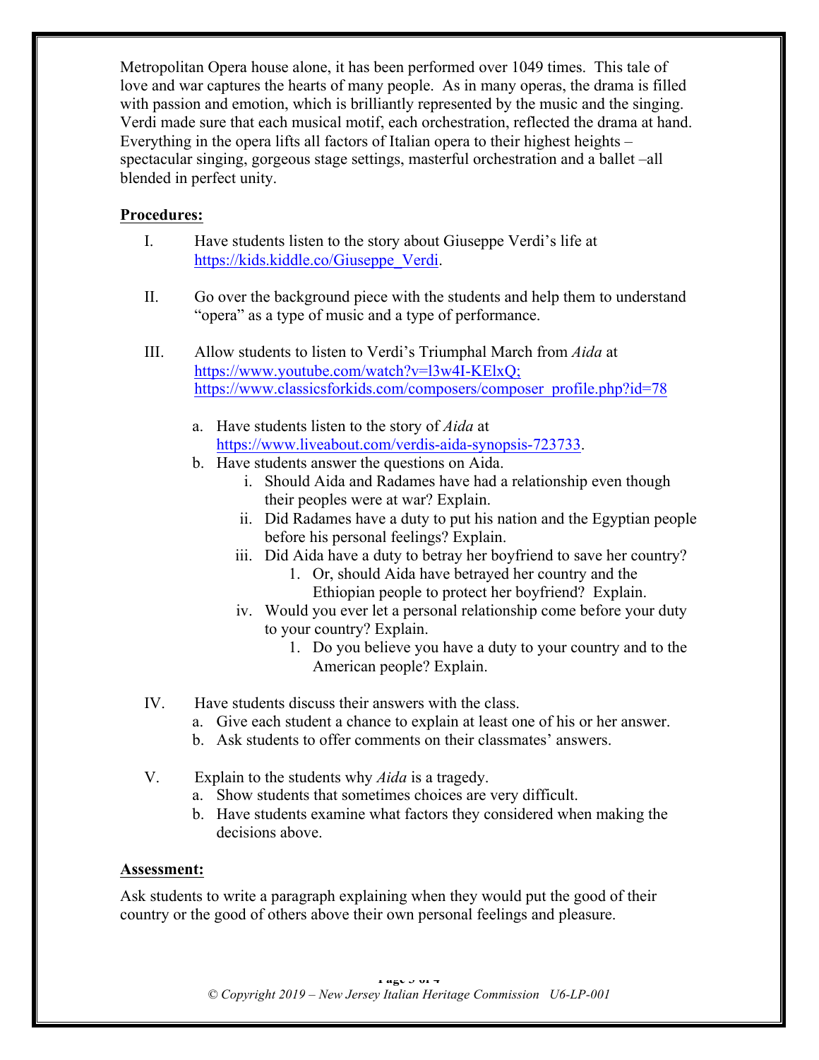Metropolitan Opera house alone, it has been performed over 1049 times. This tale of love and war captures the hearts of many people. As in many operas, the drama is filled with passion and emotion, which is brilliantly represented by the music and the singing. Verdi made sure that each musical motif, each orchestration, reflected the drama at hand. Everything in the opera lifts all factors of Italian opera to their highest heights – spectacular singing, gorgeous stage settings, masterful orchestration and a ballet –all blended in perfect unity.

**Procedures:**

I. Have students listen to the story about Giuseppe Verdi's life at https://kids.kiddle.co/Giuseppe_Verdi.

II. Go over the background piece with the students and help them to understand "opera" as a type of music and a type of performance.

III. Allow students to listen to Verdi's Triumphal March from *Aida* at https://www.youtube.com/watch?v=l3w4I-KElxQ; https://www.classicsforkids.com/composers/composer_profile.php?id=78

   a. Have students listen to the story of *Aida* at https://www.liveabout.com/verdis-aida-synopsis-723733.
   b. Have students answer the questions on Aida.
      i. Should Aida and Radames have had a relationship even though their peoples were at war? Explain.
      ii. Did Radames have a duty to put his nation and the Egyptian people before his personal feelings? Explain.
      iii. Did Aida have a duty to betray her boyfriend to save her country?
         1. Or, should Aida have betrayed her country and the Ethiopian people to protect her boyfriend? Explain.
      iv. Would you ever let a personal relationship come before your duty to your country? Explain.
         1. Do you believe you have a duty to your country and to the American people? Explain.

IV. Have students discuss their answers with the class.
   a. Give each student a chance to explain at least one of his or her answer.
   b. Ask students to offer comments on their classmates' answers.

V. Explain to the students why *Aida* is a tragedy.
   a. Show students that sometimes choices are very difficult.
   b. Have students examine what factors they considered when making the decisions above.

**Assessment:**

Ask students to write a paragraph explaining when they would put the good of their country or the good of others above their own personal feelings and pleasure.

*© Copyright 2019 – New Jersey Italian Heritage Commission U6-LP-001*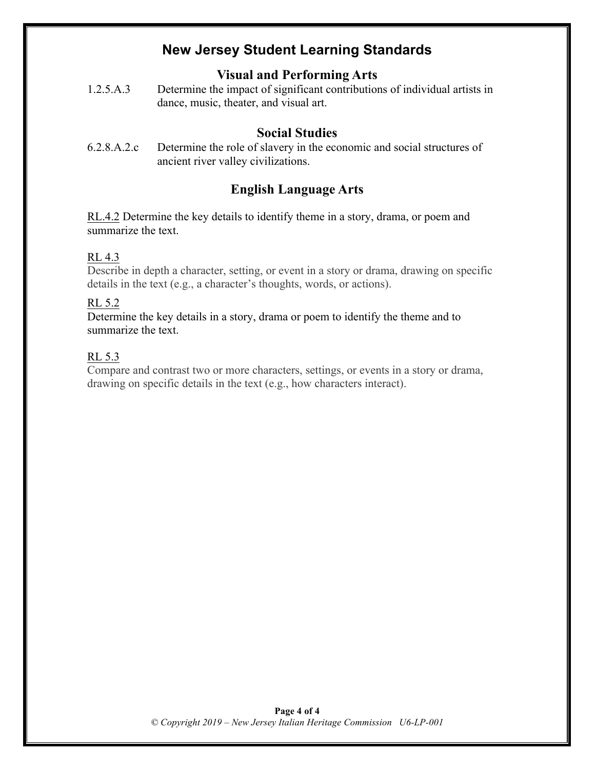# New Jersey Student Learning Standards

## Visual and Performing Arts

1.2.5.A.3 Determine the impact of significant contributions of individual artists in dance, music, theater, and visual art.

## Social Studies

6.2.8.A.2.c Determine the role of slavery in the economic and social structures of ancient river valley civilizations.

## English Language Arts

RL.4.2 Determine the key details to identify theme in a story, drama, or poem and summarize the text.

RL 4.3
Describe in depth a character, setting, or event in a story or drama, drawing on specific details in the text (e.g., a character's thoughts, words, or actions).

RL 5.2
Determine the key details in a story, drama or poem to identify the theme and to summarize the text.

RL 5.3
Compare and contrast two or more characters, settings, or events in a story or drama, drawing on specific details in the text (e.g., how characters interact).

*© Copyright 2019 – New Jersey Italian Heritage Commission U6-LP-001*